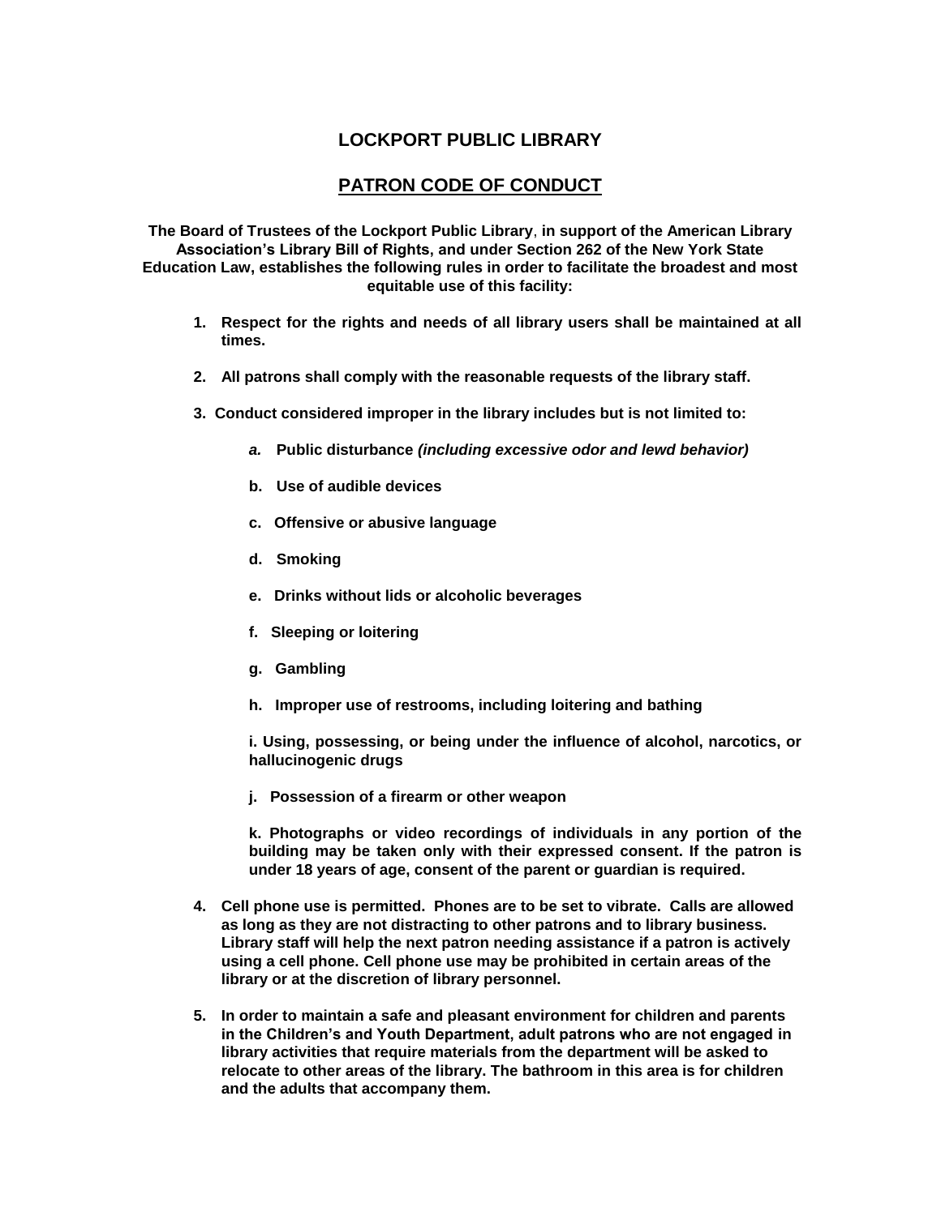# LOCKPORT PUBLIC LIBRARY

## PATRON CODE OF CONDUCT

**The Board of Trustees of the Lockport Public Library, in support of the American Library Association's Library Bill of Rights, and under Section 262 of the New York State Education Law, establishes the following rules in order to facilitate the broadest and most equitable use of this facility:**

1. **Respect for the rights and needs of all library users shall be maintained at all times.**

2. **All patrons shall comply with the reasonable requests of the library staff.**

3. **Conduct considered improper in the library includes but is not limited to:**

   a. **Public disturbance *(including excessive odor and lewd behavior)***

   b. **Use of audible devices**

   c. **Offensive or abusive language**

   d. **Smoking**

   e. **Drinks without lids or alcoholic beverages**

   f. **Sleeping or loitering**

   g. **Gambling**

   h. **Improper use of restrooms, including loitering and bathing**

   i. **Using, possessing, or being under the influence of alcohol, narcotics, or hallucinogenic drugs**

   j. **Possession of a firearm or other weapon**

   k. **Photographs or video recordings of individuals in any portion of the building may be taken only with their expressed consent. If the patron is under 18 years of age, consent of the parent or guardian is required.**

4. **Cell phone use is permitted. Phones are to be set to vibrate. Calls are allowed as long as they are not distracting to other patrons and to library business. Library staff will help the next patron needing assistance if a patron is actively using a cell phone. Cell phone use may be prohibited in certain areas of the library or at the discretion of library personnel.**

5. **In order to maintain a safe and pleasant environment for children and parents in the Children's and Youth Department, adult patrons who are not engaged in library activities that require materials from the department will be asked to relocate to other areas of the library. The bathroom in this area is for children and the adults that accompany them.**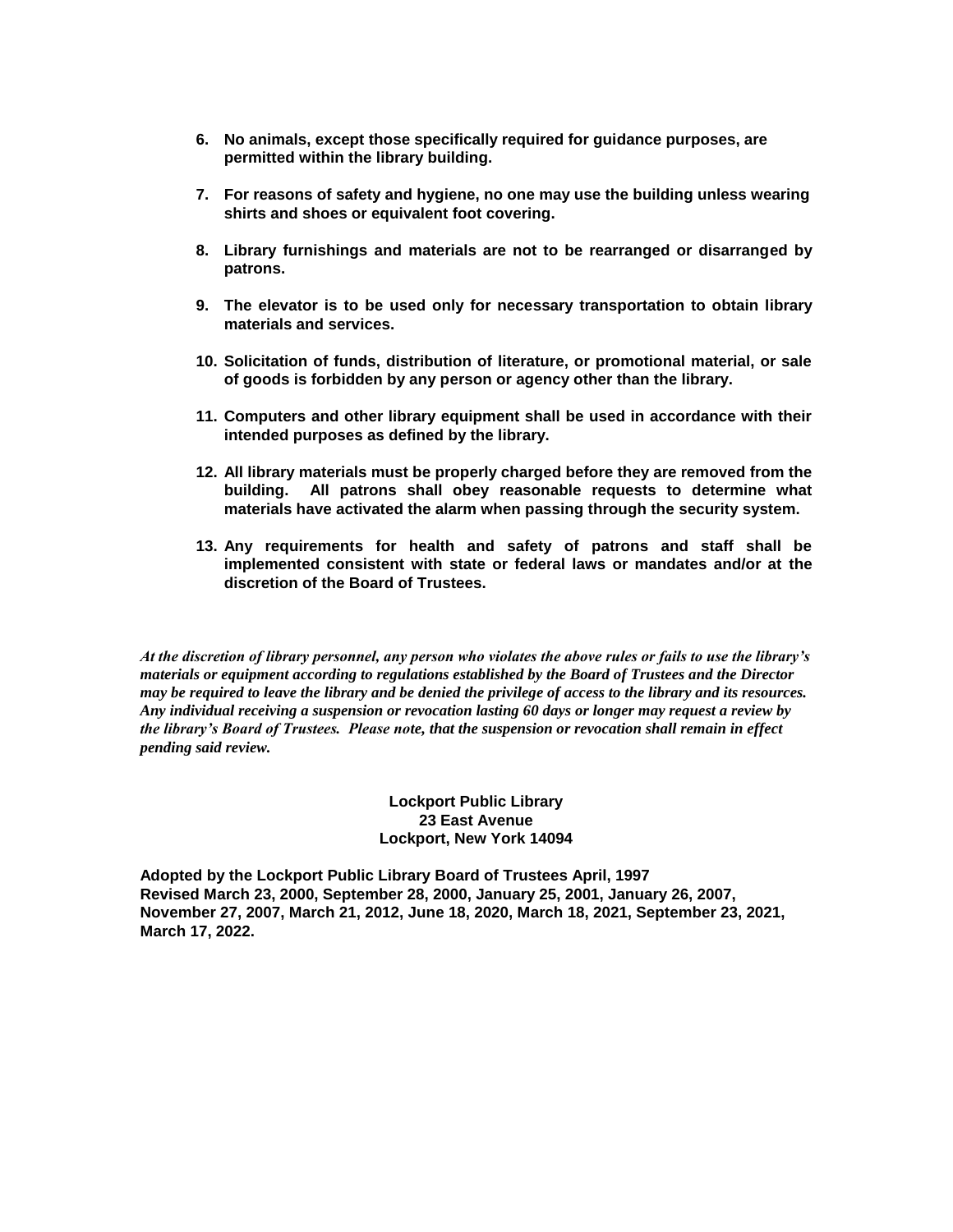6. **No animals, except those specifically required for guidance purposes, are permitted within the library building.**

7. **For reasons of safety and hygiene, no one may use the building unless wearing shirts and shoes or equivalent foot covering.**

8. **Library furnishings and materials are not to be rearranged or disarranged by patrons.**

9. **The elevator is to be used only for necessary transportation to obtain library materials and services.**

10. **Solicitation of funds, distribution of literature, or promotional material, or sale of goods is forbidden by any person or agency other than the library.**

11. **Computers and other library equipment shall be used in accordance with their intended purposes as defined by the library.**

12. **All library materials must be properly charged before they are removed from the building. All patrons shall obey reasonable requests to determine what materials have activated the alarm when passing through the security system.**

13. **Any requirements for health and safety of patrons and staff shall be implemented consistent with state or federal laws or mandates and/or at the discretion of the Board of Trustees.**

***At the discretion of library personnel, any person who violates the above rules or fails to use the library's materials or equipment according to regulations established by the Board of Trustees and the Director may be required to leave the library and be denied the privilege of access to the library and its resources. Any individual receiving a suspension or revocation lasting 60 days or longer may request a review by the library's Board of Trustees. Please note, that the suspension or revocation shall remain in effect pending said review.***

**Lockport Public Library**
**23 East Avenue**
**Lockport, New York 14094**

**Adopted by the Lockport Public Library Board of Trustees April, 1997**
**Revised March 23, 2000, September 28, 2000, January 25, 2001, January 26, 2007, November 27, 2007, March 21, 2012, June 18, 2020, March 18, 2021, September 23, 2021, March 17, 2022.**